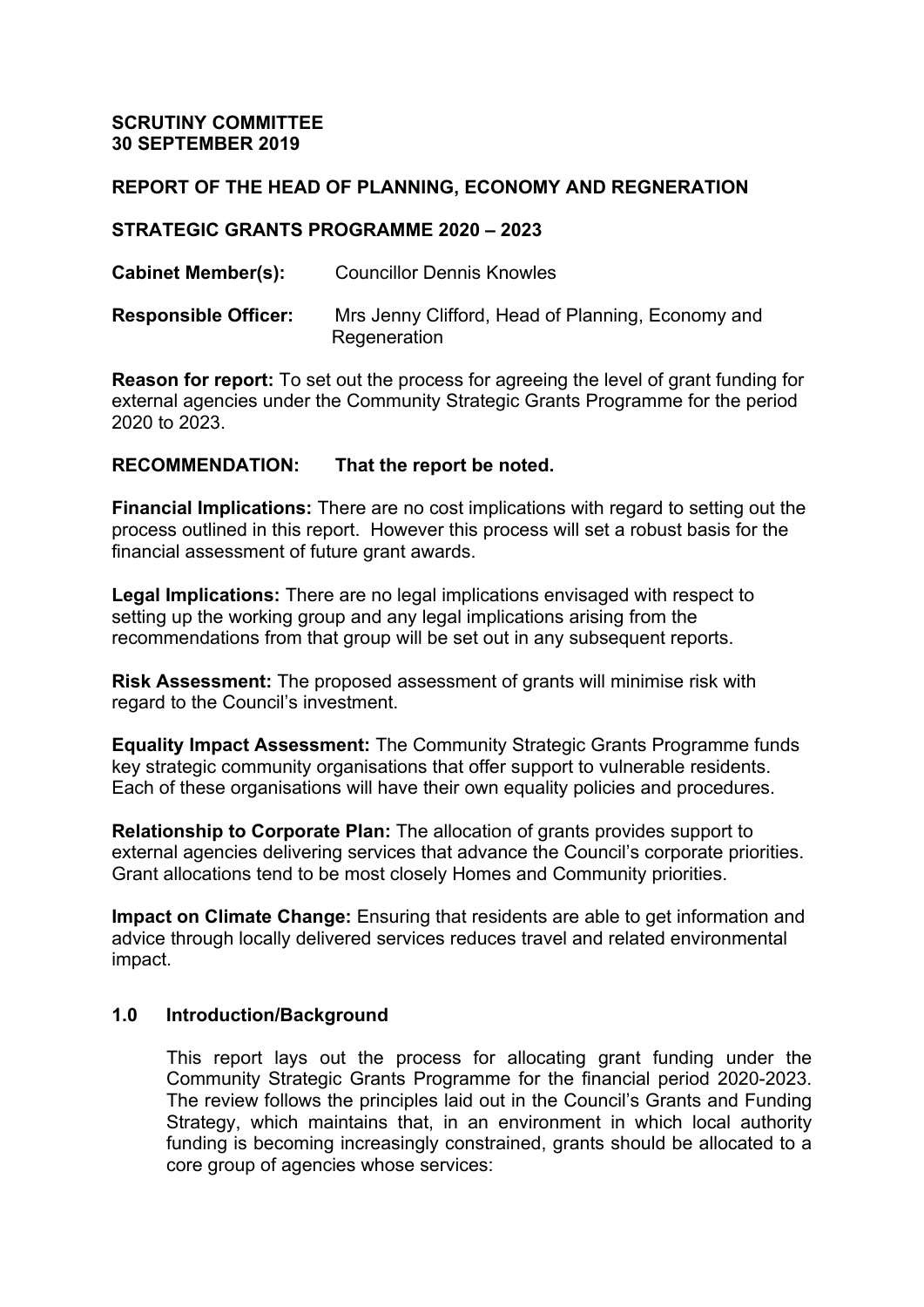**SCRUTINY COMMITTEE**
**30 SEPTEMBER 2019**

**REPORT OF THE HEAD OF PLANNING, ECONOMY AND REGNERATION**

**STRATEGIC GRANTS PROGRAMME 2020 – 2023**

**Cabinet Member(s):** Councillor Dennis Knowles

**Responsible Officer:** Mrs Jenny Clifford, Head of Planning, Economy and Regeneration

**Reason for report:** To set out the process for agreeing the level of grant funding for external agencies under the Community Strategic Grants Programme for the period 2020 to 2023.

**RECOMMENDATION: That the report be noted.**

**Financial Implications:** There are no cost implications with regard to setting out the process outlined in this report. However this process will set a robust basis for the financial assessment of future grant awards.

**Legal Implications:** There are no legal implications envisaged with respect to setting up the working group and any legal implications arising from the recommendations from that group will be set out in any subsequent reports.

**Risk Assessment:** The proposed assessment of grants will minimise risk with regard to the Council's investment.

**Equality Impact Assessment:** The Community Strategic Grants Programme funds key strategic community organisations that offer support to vulnerable residents. Each of these organisations will have their own equality policies and procedures.

**Relationship to Corporate Plan:** The allocation of grants provides support to external agencies delivering services that advance the Council's corporate priorities. Grant allocations tend to be most closely Homes and Community priorities.

**Impact on Climate Change:** Ensuring that residents are able to get information and advice through locally delivered services reduces travel and related environmental impact.

## 1.0 Introduction/Background

This report lays out the process for allocating grant funding under the Community Strategic Grants Programme for the financial period 2020-2023. The review follows the principles laid out in the Council's Grants and Funding Strategy, which maintains that, in an environment in which local authority funding is becoming increasingly constrained, grants should be allocated to a core group of agencies whose services: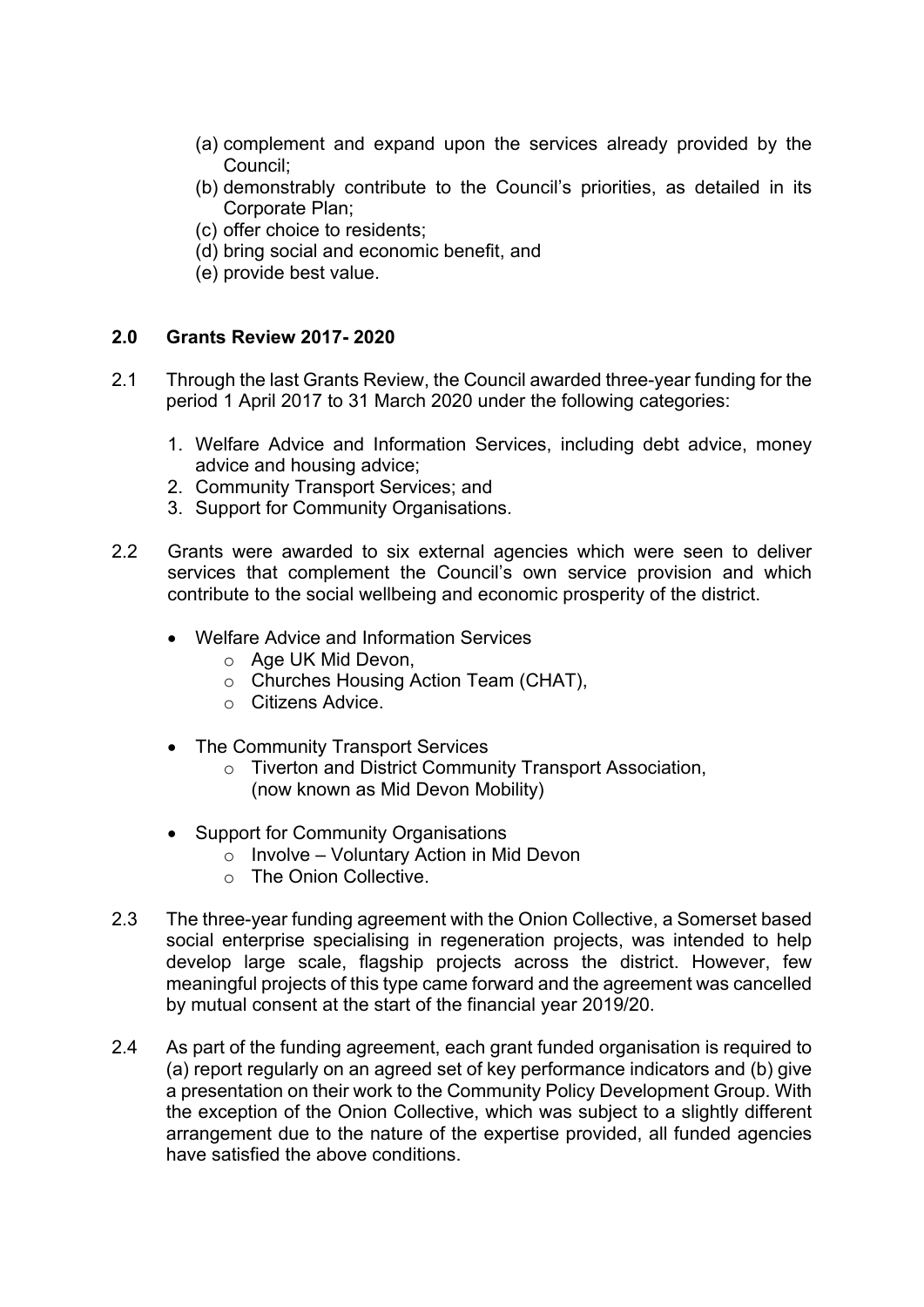(a) complement and expand upon the services already provided by the Council;
(b) demonstrably contribute to the Council's priorities, as detailed in its Corporate Plan;
(c) offer choice to residents;
(d) bring social and economic benefit, and
(e) provide best value.

## 2.0 Grants Review 2017- 2020

2.1 Through the last Grants Review, the Council awarded three-year funding for the period 1 April 2017 to 31 March 2020 under the following categories:

1. Welfare Advice and Information Services, including debt advice, money advice and housing advice;
2. Community Transport Services; and
3. Support for Community Organisations.

2.2 Grants were awarded to six external agencies which were seen to deliver services that complement the Council's own service provision and which contribute to the social wellbeing and economic prosperity of the district.

- Welfare Advice and Information Services
  - Age UK Mid Devon,
  - Churches Housing Action Team (CHAT),
  - Citizens Advice.
- The Community Transport Services
  - Tiverton and District Community Transport Association, (now known as Mid Devon Mobility)
- Support for Community Organisations
  - Involve – Voluntary Action in Mid Devon
  - The Onion Collective.

2.3 The three-year funding agreement with the Onion Collective, a Somerset based social enterprise specialising in regeneration projects, was intended to help develop large scale, flagship projects across the district. However, few meaningful projects of this type came forward and the agreement was cancelled by mutual consent at the start of the financial year 2019/20.

2.4 As part of the funding agreement, each grant funded organisation is required to (a) report regularly on an agreed set of key performance indicators and (b) give a presentation on their work to the Community Policy Development Group. With the exception of the Onion Collective, which was subject to a slightly different arrangement due to the nature of the expertise provided, all funded agencies have satisfied the above conditions.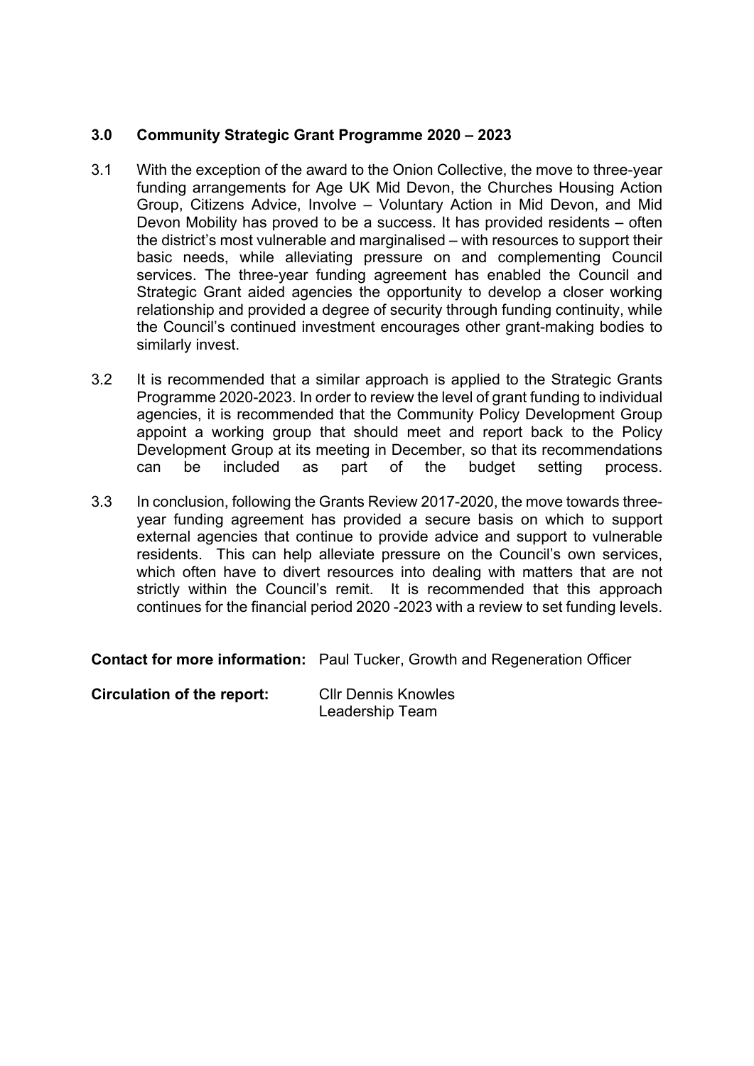## 3.0 Community Strategic Grant Programme 2020 – 2023

3.1 With the exception of the award to the Onion Collective, the move to three-year funding arrangements for Age UK Mid Devon, the Churches Housing Action Group, Citizens Advice, Involve – Voluntary Action in Mid Devon, and Mid Devon Mobility has proved to be a success. It has provided residents – often the district's most vulnerable and marginalised – with resources to support their basic needs, while alleviating pressure on and complementing Council services. The three-year funding agreement has enabled the Council and Strategic Grant aided agencies the opportunity to develop a closer working relationship and provided a degree of security through funding continuity, while the Council's continued investment encourages other grant-making bodies to similarly invest.

3.2 It is recommended that a similar approach is applied to the Strategic Grants Programme 2020-2023. In order to review the level of grant funding to individual agencies, it is recommended that the Community Policy Development Group appoint a working group that should meet and report back to the Policy Development Group at its meeting in December, so that its recommendations can be included as part of the budget setting process.

3.3 In conclusion, following the Grants Review 2017-2020, the move towards three-year funding agreement has provided a secure basis on which to support external agencies that continue to provide advice and support to vulnerable residents. This can help alleviate pressure on the Council's own services, which often have to divert resources into dealing with matters that are not strictly within the Council's remit. It is recommended that this approach continues for the financial period 2020 -2023 with a review to set funding levels.

**Contact for more information:** Paul Tucker, Growth and Regeneration Officer

**Circulation of the report:** Cllr Dennis Knowles
Leadership Team